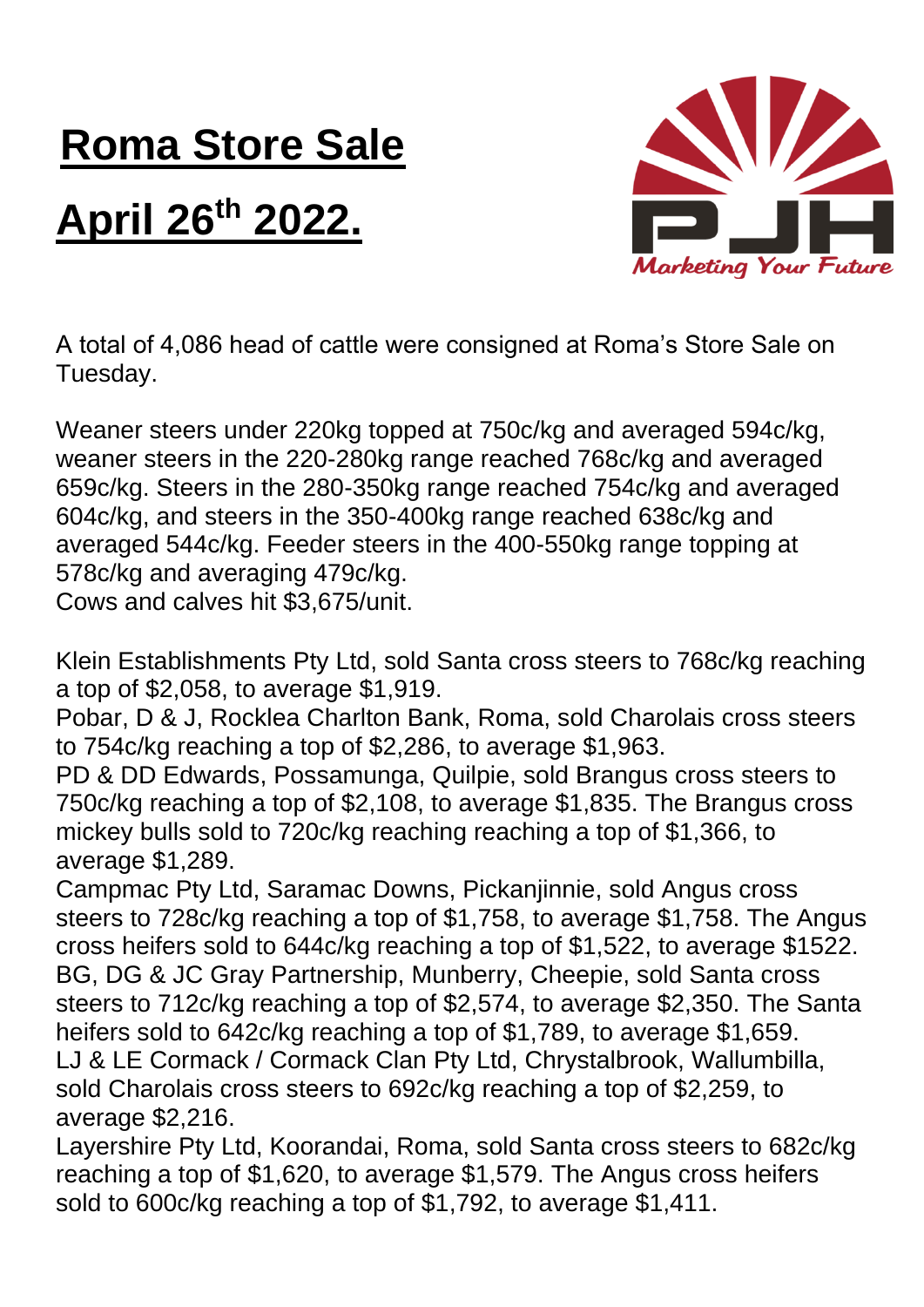# Roma Store Sale

# April 26th 2022.

Marketing Your Future

A total of 4,086 head of cattle were consigned at Roma's Store Sale on Tuesday.

Weaner steers under 220kg topped at 750c/kg and averaged 594c/kg, weaner steers in the 220-280kg range reached 768c/kg and averaged 659c/kg. Steers in the 280-350kg range reached 754c/kg and averaged 604c/kg, and steers in the 350-400kg range reached 638c/kg and averaged 544c/kg. Feeder steers in the 400-550kg range topping at 578c/kg and averaging 479c/kg.
Cows and calves hit $3,675/unit.

Klein Establishments Pty Ltd, sold Santa cross steers to 768c/kg reaching a top of $2,058, to average $1,919.
Pobar, D & J, Rocklea Charlton Bank, Roma, sold Charolais cross steers to 754c/kg reaching a top of $2,286, to average $1,963.
PD & DD Edwards, Possamunga, Quilpie, sold Brangus cross steers to 750c/kg reaching a top of $2,108, to average $1,835. The Brangus cross mickey bulls sold to 720c/kg reaching reaching a top of $1,366, to average $1,289.
Campmac Pty Ltd, Saramac Downs, Pickanjinnie, sold Angus cross steers to 728c/kg reaching a top of $1,758, to average $1,758. The Angus cross heifers sold to 644c/kg reaching a top of $1,522, to average $1522.
BG, DG & JC Gray Partnership, Munberry, Cheepie, sold Santa cross steers to 712c/kg reaching a top of $2,574, to average $2,350. The Santa heifers sold to 642c/kg reaching a top of $1,789, to average $1,659.
LJ & LE Cormack / Cormack Clan Pty Ltd, Chrystalbrook, Wallumbilla, sold Charolais cross steers to 692c/kg reaching a top of $2,259, to average $2,216.
Layershire Pty Ltd, Koorandai, Roma, sold Santa cross steers to 682c/kg reaching a top of $1,620, to average $1,579. The Angus cross heifers sold to 600c/kg reaching a top of $1,792, to average $1,411.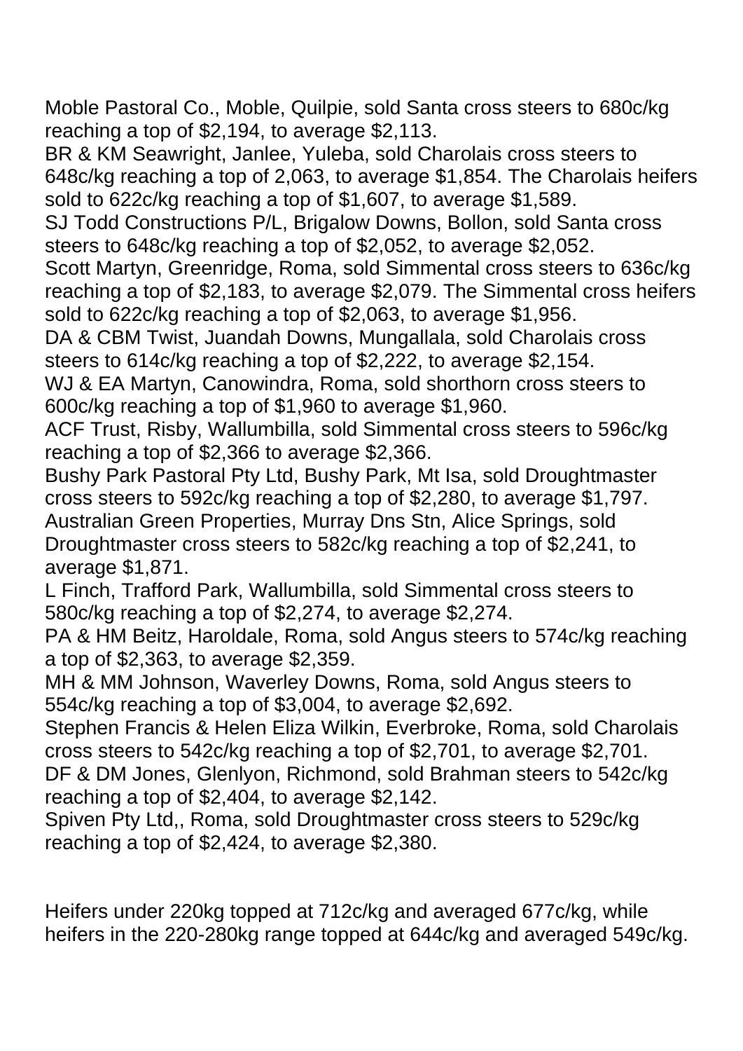Moble Pastoral Co., Moble, Quilpie, sold Santa cross steers to 680c/kg reaching a top of $2,194, to average $2,113.
BR & KM Seawright, Janlee, Yuleba, sold Charolais cross steers to 648c/kg reaching a top of 2,063, to average $1,854. The Charolais heifers sold to 622c/kg reaching a top of $1,607, to average $1,589.
SJ Todd Constructions P/L, Brigalow Downs, Bollon, sold Santa cross steers to 648c/kg reaching a top of $2,052, to average $2,052.
Scott Martyn, Greenridge, Roma, sold Simmental cross steers to 636c/kg reaching a top of $2,183, to average $2,079. The Simmental cross heifers sold to 622c/kg reaching a top of $2,063, to average $1,956.
DA & CBM Twist, Juandah Downs, Mungallala, sold Charolais cross steers to 614c/kg reaching a top of $2,222, to average $2,154.
WJ & EA Martyn, Canowindra, Roma, sold shorthorn cross steers to 600c/kg reaching a top of $1,960 to average $1,960.
ACF Trust, Risby, Wallumbilla, sold Simmental cross steers to 596c/kg reaching a top of $2,366 to average $2,366.
Bushy Park Pastoral Pty Ltd, Bushy Park, Mt Isa, sold Droughtmaster cross steers to 592c/kg reaching a top of $2,280, to average $1,797.
Australian Green Properties, Murray Dns Stn, Alice Springs, sold Droughtmaster cross steers to 582c/kg reaching a top of $2,241, to average $1,871.
L Finch, Trafford Park, Wallumbilla, sold Simmental cross steers to 580c/kg reaching a top of $2,274, to average $2,274.
PA & HM Beitz, Haroldale, Roma, sold Angus steers to 574c/kg reaching a top of $2,363, to average $2,359.
MH & MM Johnson, Waverley Downs, Roma, sold Angus steers to 554c/kg reaching a top of $3,004, to average $2,692.
Stephen Francis & Helen Eliza Wilkin, Everbroke, Roma, sold Charolais cross steers to 542c/kg reaching a top of $2,701, to average $2,701.
DF & DM Jones, Glenlyon, Richmond, sold Brahman steers to 542c/kg reaching a top of $2,404, to average $2,142.
Spiven Pty Ltd,, Roma, sold Droughtmaster cross steers to 529c/kg reaching a top of $2,424, to average $2,380.

Heifers under 220kg topped at 712c/kg and averaged 677c/kg, while heifers in the 220-280kg range topped at 644c/kg and averaged 549c/kg.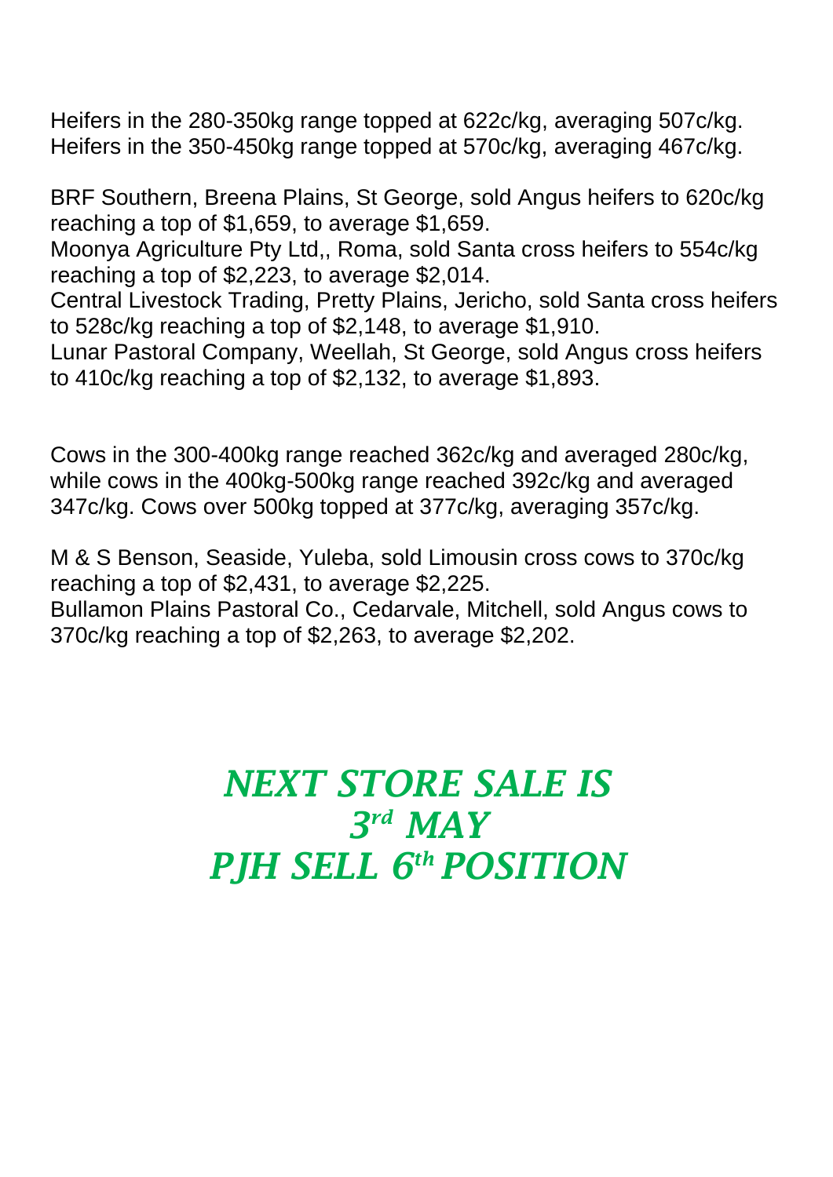Heifers in the 280-350kg range topped at 622c/kg, averaging 507c/kg.
Heifers in the 350-450kg range topped at 570c/kg, averaging 467c/kg.

BRF Southern, Breena Plains, St George, sold Angus heifers to 620c/kg reaching a top of $1,659, to average $1,659.
Moonya Agriculture Pty Ltd,, Roma, sold Santa cross heifers to 554c/kg reaching a top of $2,223, to average $2,014.
Central Livestock Trading, Pretty Plains, Jericho, sold Santa cross heifers to 528c/kg reaching a top of $2,148, to average $1,910.
Lunar Pastoral Company, Weellah, St George, sold Angus cross heifers to 410c/kg reaching a top of $2,132, to average $1,893.

Cows in the 300-400kg range reached 362c/kg and averaged 280c/kg, while cows in the 400kg-500kg range reached 392c/kg and averaged 347c/kg. Cows over 500kg topped at 377c/kg, averaging 357c/kg.

M & S Benson, Seaside, Yuleba, sold Limousin cross cows to 370c/kg reaching a top of $2,431, to average $2,225.
Bullamon Plains Pastoral Co., Cedarvale, Mitchell, sold Angus cows to 370c/kg reaching a top of $2,263, to average $2,202.

***NEXT STORE SALE IS 3rd MAY***
***PJH SELL 6th POSITION***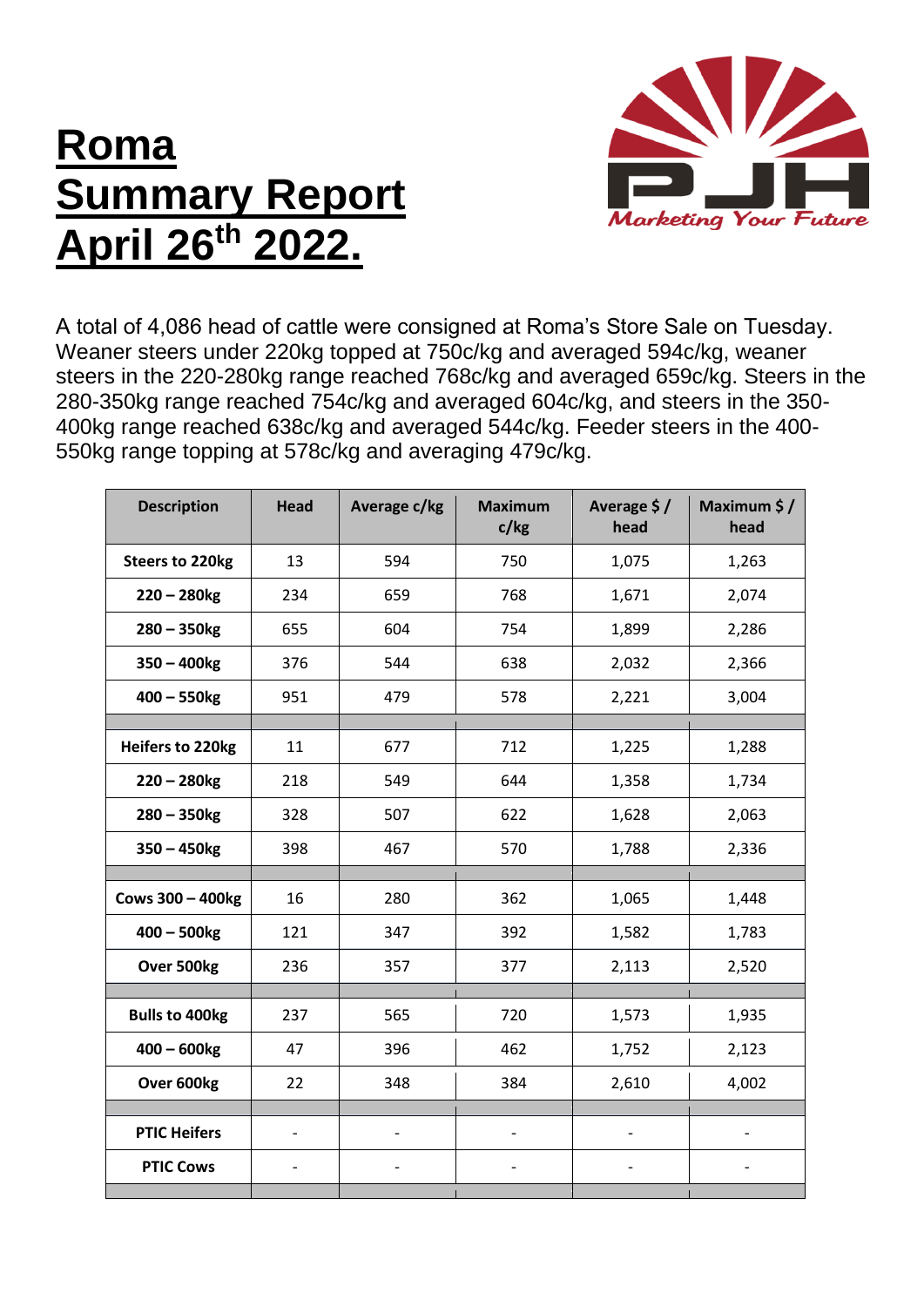# Roma Summary Report April 26th 2022.

PJH

*Marketing Your Future*

A total of 4,086 head of cattle were consigned at Roma's Store Sale on Tuesday. Weaner steers under 220kg topped at 750c/kg and averaged 594c/kg, weaner steers in the 220-280kg range reached 768c/kg and averaged 659c/kg. Steers in the 280-350kg range reached 754c/kg and averaged 604c/kg, and steers in the 350-400kg range reached 638c/kg and averaged 544c/kg. Feeder steers in the 400-550kg range topping at 578c/kg and averaging 479c/kg.

| Description | Head | Average c/kg | Maximum c/kg | Average $ / head | Maximum $ / head |
|---|---|---|---|---|---|
| Steers to 220kg | 13 | 594 | 750 | 1,075 | 1,263 |
| 220 – 280kg | 234 | 659 | 768 | 1,671 | 2,074 |
| 280 – 350kg | 655 | 604 | 754 | 1,899 | 2,286 |
| 350 – 400kg | 376 | 544 | 638 | 2,032 | 2,366 |
| 400 – 550kg | 951 | 479 | 578 | 2,221 | 3,004 |
| | | | | | |
| Heifers to 220kg | 11 | 677 | 712 | 1,225 | 1,288 |
| 220 – 280kg | 218 | 549 | 644 | 1,358 | 1,734 |
| 280 – 350kg | 328 | 507 | 622 | 1,628 | 2,063 |
| 350 – 450kg | 398 | 467 | 570 | 1,788 | 2,336 |
| | | | | | |
| Cows 300 – 400kg | 16 | 280 | 362 | 1,065 | 1,448 |
| 400 – 500kg | 121 | 347 | 392 | 1,582 | 1,783 |
| Over 500kg | 236 | 357 | 377 | 2,113 | 2,520 |
| | | | | | |
| Bulls to 400kg | 237 | 565 | 720 | 1,573 | 1,935 |
| 400 – 600kg | 47 | 396 | 462 | 1,752 | 2,123 |
| Over 600kg | 22 | 348 | 384 | 2,610 | 4,002 |
| | | | | | |
| PTIC Heifers | - | - | - | - | - |
| PTIC Cows | - | - | - | - | - |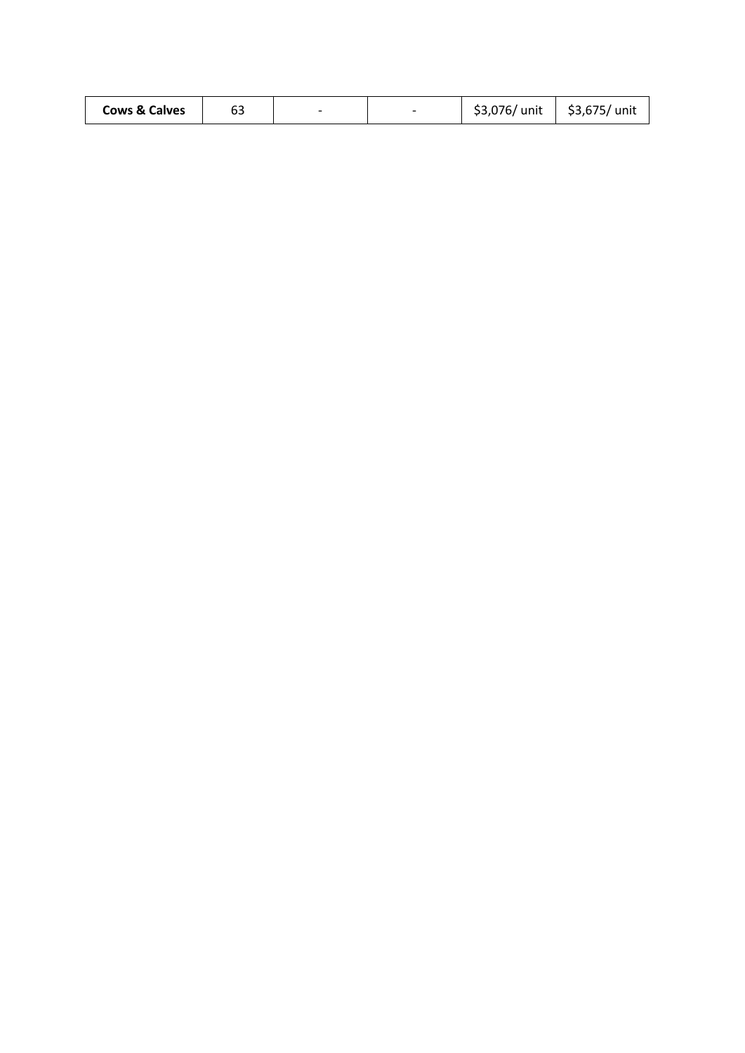| | | | | | |
|---|---|---|---|---|---|
| **Cows & Calves** | 63 | - | - | $3,076/ unit | $3,675/ unit |